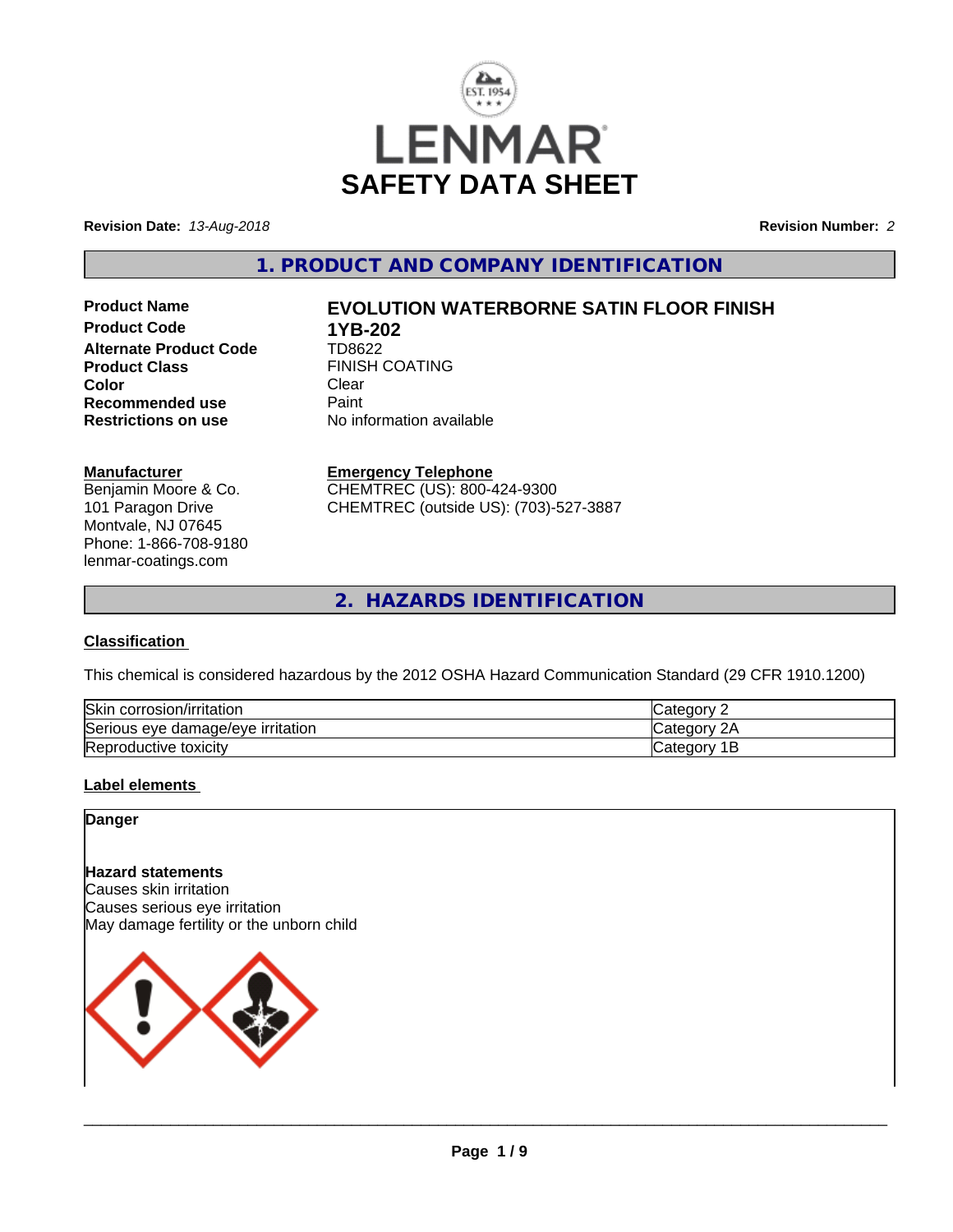# SAFETY DATA SHEET

**Revision Date:** *13-Aug-2018* **Revision Number:** *2*

## 1. PRODUCT AND COMPANY IDENTIFICATION

| | |
|---|---|
| **Product Name** | **EVOLUTION WATERBORNE SATIN FLOOR FINISH** |
| **Product Code** | **1YB-202** |
| **Alternate Product Code** | TD8622 |
| **Product Class** | FINISH COATING |
| **Color** | Clear |
| **Recommended use** | Paint |
| **Restrictions on use** | No information available |

**Manufacturer**
Benjamin Moore & Co.
101 Paragon Drive
Montvale, NJ 07645
Phone: 1-866-708-9180
lenmar-coatings.com

**Emergency Telephone**
CHEMTREC (US): 800-424-9300
CHEMTREC (outside US): (703)-527-3887

## 2. HAZARDS IDENTIFICATION

### Classification

This chemical is considered hazardous by the 2012 OSHA Hazard Communication Standard (29 CFR 1910.1200)

| | |
|---|---|
| Skin corrosion/irritation | Category 2 |
| Serious eye damage/eye irritation | Category 2A |
| Reproductive toxicity | Category 1B |

### Label elements

**Danger**

**Hazard statements**
Causes skin irritation
Causes serious eye irritation
May damage fertility or the unborn child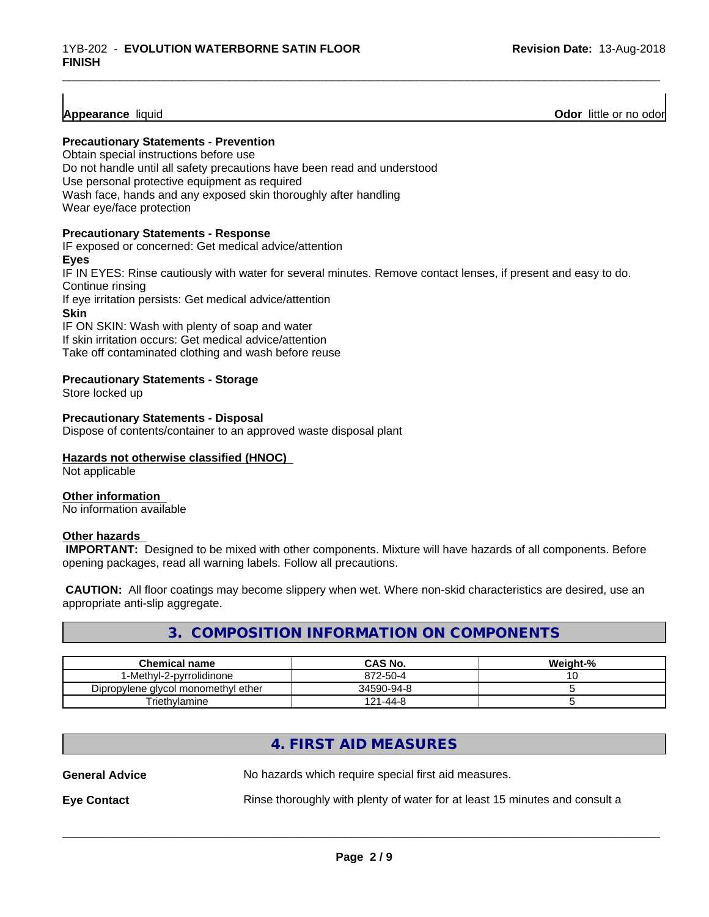**Appearance** liquid **Odor** little or no odor

**Precautionary Statements - Prevention**

Obtain special instructions before use
Do not handle until all safety precautions have been read and understood
Use personal protective equipment as required
Wash face, hands and any exposed skin thoroughly after handling
Wear eye/face protection

**Precautionary Statements - Response**

IF exposed or concerned: Get medical advice/attention

**Eyes**

IF IN EYES: Rinse cautiously with water for several minutes. Remove contact lenses, if present and easy to do. Continue rinsing
If eye irritation persists: Get medical advice/attention

**Skin**

IF ON SKIN: Wash with plenty of soap and water
If skin irritation occurs: Get medical advice/attention
Take off contaminated clothing and wash before reuse

**Precautionary Statements - Storage**

Store locked up

**Precautionary Statements - Disposal**

Dispose of contents/container to an approved waste disposal plant

**Hazards not otherwise classified (HNOC)**

Not applicable

**Other information**

No information available

**Other hazards**

**IMPORTANT:** Designed to be mixed with other components. Mixture will have hazards of all components. Before opening packages, read all warning labels. Follow all precautions.

**CAUTION:** All floor coatings may become slippery when wet. Where non-skid characteristics are desired, use an appropriate anti-slip aggregate.

## 3. COMPOSITION INFORMATION ON COMPONENTS

| Chemical name | CAS No. | Weight-% |
|---|---|---|
| 1-Methyl-2-pyrrolidinone | 872-50-4 | 10 |
| Dipropylene glycol monomethyl ether | 34590-94-8 | 5 |
| Triethylamine | 121-44-8 | 5 |

## 4. FIRST AID MEASURES

**General Advice** No hazards which require special first aid measures.

**Eye Contact** Rinse thoroughly with plenty of water for at least 15 minutes and consult a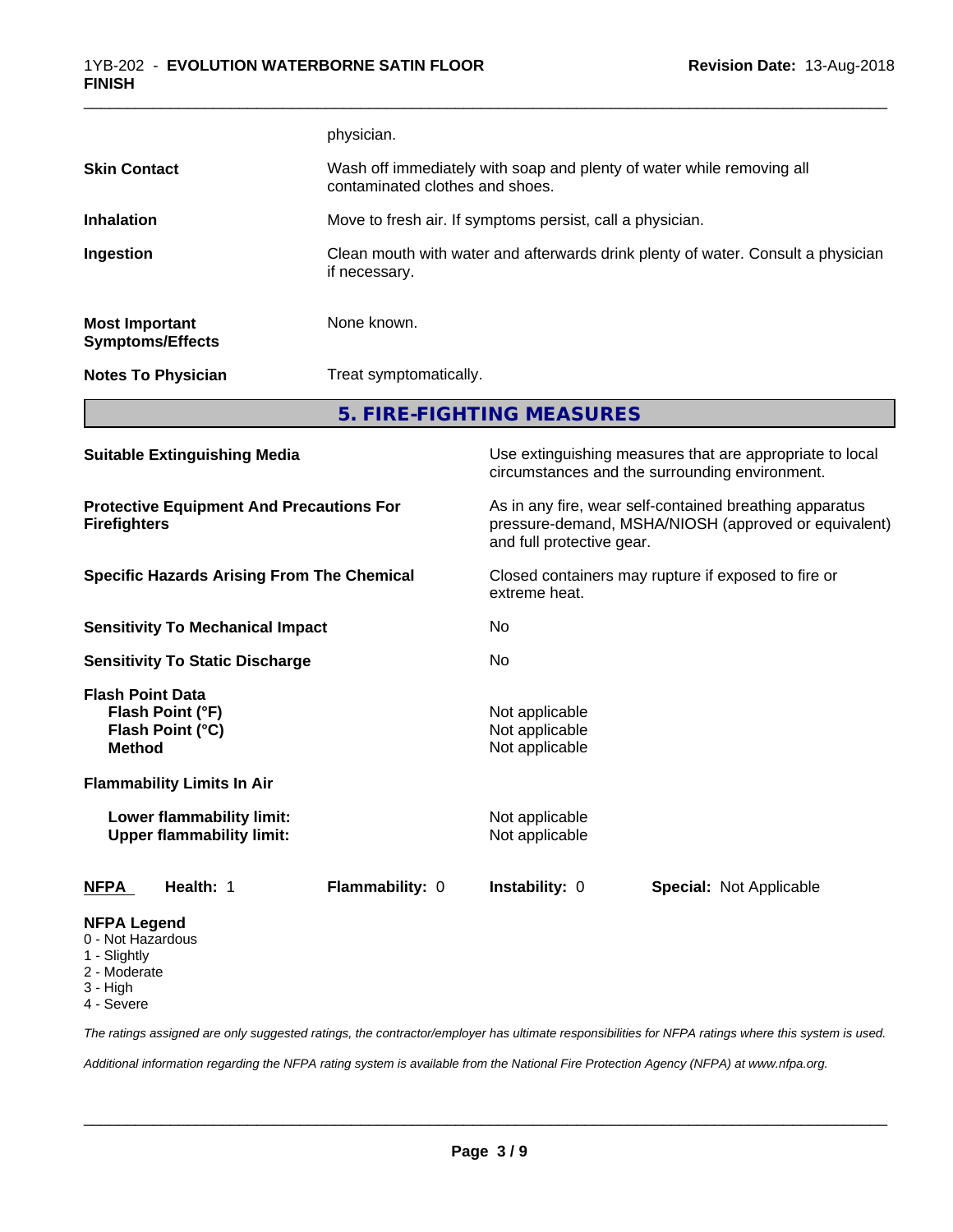physician.

| | |
|---|---|
| **Skin Contact** | Wash off immediately with soap and plenty of water while removing all contaminated clothes and shoes. |
| **Inhalation** | Move to fresh air. If symptoms persist, call a physician. |
| **Ingestion** | Clean mouth with water and afterwards drink plenty of water. Consult a physician if necessary. |
| **Most Important Symptoms/Effects** | None known. |
| **Notes To Physician** | Treat symptomatically. |

## 5. FIRE-FIGHTING MEASURES

| | |
|---|---|
| **Suitable Extinguishing Media** | Use extinguishing measures that are appropriate to local circumstances and the surrounding environment. |
| **Protective Equipment And Precautions For Firefighters** | As in any fire, wear self-contained breathing apparatus pressure-demand, MSHA/NIOSH (approved or equivalent) and full protective gear. |
| **Specific Hazards Arising From The Chemical** | Closed containers may rupture if exposed to fire or extreme heat. |
| **Sensitivity To Mechanical Impact** | No |
| **Sensitivity To Static Discharge** | No |

**Flash Point Data**

| | |
|---|---|
| **Flash Point (°F)** | Not applicable |
| **Flash Point (°C)** | Not applicable |
| **Method** | Not applicable |

**Flammability Limits In Air**

| | |
|---|---|
| **Lower flammability limit:** | Not applicable |
| **Upper flammability limit:** | Not applicable |

| **NFPA** | **Health:** 1 | **Flammability:** 0 | **Instability:** 0 | **Special:** Not Applicable |
|---|---|---|---|---|

**NFPA Legend**
- 0 - Not Hazardous
- 1 - Slightly
- 2 - Moderate
- 3 - High
- 4 - Severe

*The ratings assigned are only suggested ratings, the contractor/employer has ultimate responsibilities for NFPA ratings where this system is used.*

*Additional information regarding the NFPA rating system is available from the National Fire Protection Agency (NFPA) at www.nfpa.org.*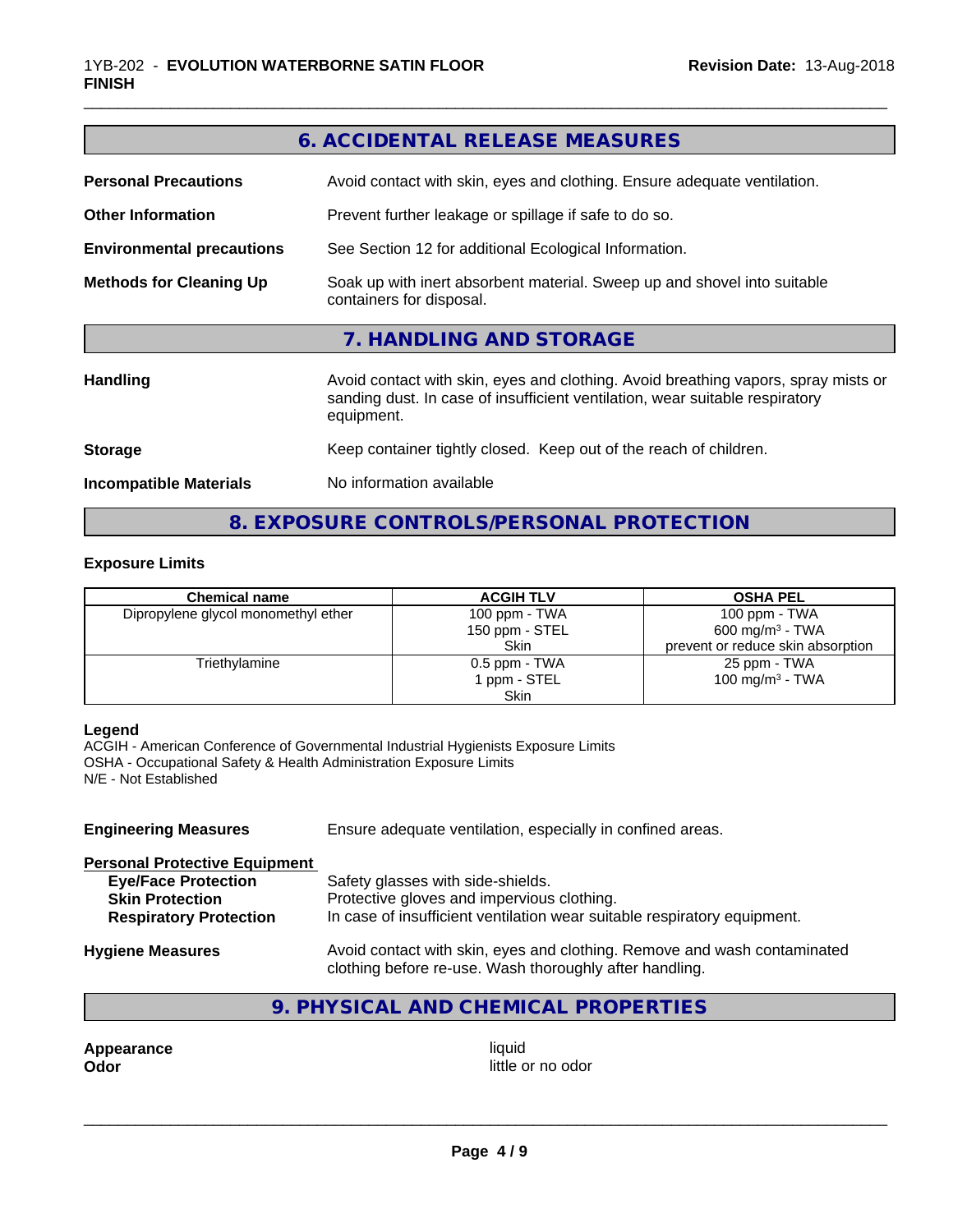## 6. ACCIDENTAL RELEASE MEASURES

**Personal Precautions** Avoid contact with skin, eyes and clothing. Ensure adequate ventilation.

**Other Information** Prevent further leakage or spillage if safe to do so.

**Environmental precautions** See Section 12 for additional Ecological Information.

**Methods for Cleaning Up** Soak up with inert absorbent material. Sweep up and shovel into suitable containers for disposal.

## 7. HANDLING AND STORAGE

**Handling** Avoid contact with skin, eyes and clothing. Avoid breathing vapors, spray mists or sanding dust. In case of insufficient ventilation, wear suitable respiratory equipment.

**Storage** Keep container tightly closed. Keep out of the reach of children.

**Incompatible Materials** No information available

## 8. EXPOSURE CONTROLS/PERSONAL PROTECTION

### Exposure Limits

| Chemical name | ACGIH TLV | OSHA PEL |
|---|---|---|
| Dipropylene glycol monomethyl ether | 100 ppm - TWA<br>150 ppm - STEL<br>Skin | 100 ppm - TWA<br>600 mg/m³ - TWA<br>prevent or reduce skin absorption |
| Triethylamine | 0.5 ppm - TWA<br>1 ppm - STEL<br>Skin | 25 ppm - TWA<br>100 mg/m³ - TWA |

**Legend**
ACGIH - American Conference of Governmental Industrial Hygienists Exposure Limits
OSHA - Occupational Safety & Health Administration Exposure Limits
N/E - Not Established

**Engineering Measures** Ensure adequate ventilation, especially in confined areas.

**Personal Protective Equipment**
- **Eye/Face Protection** Safety glasses with side-shields.
- **Skin Protection** Protective gloves and impervious clothing.
- **Respiratory Protection** In case of insufficient ventilation wear suitable respiratory equipment.

**Hygiene Measures** Avoid contact with skin, eyes and clothing. Remove and wash contaminated clothing before re-use. Wash thoroughly after handling.

## 9. PHYSICAL AND CHEMICAL PROPERTIES

**Appearance** liquid
**Odor** little or no odor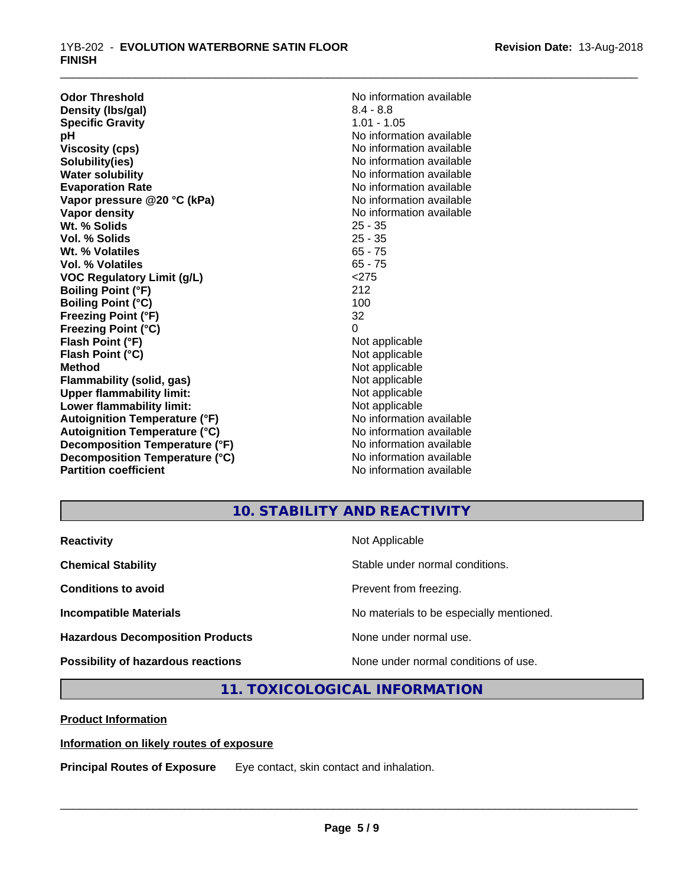| | |
|---|---|
| **Odor Threshold** | No information available |
| **Density (lbs/gal)** | 8.4 - 8.8 |
| **Specific Gravity** | 1.01 - 1.05 |
| **pH** | No information available |
| **Viscosity (cps)** | No information available |
| **Solubility(ies)** | No information available |
| **Water solubility** | No information available |
| **Evaporation Rate** | No information available |
| **Vapor pressure @20 °C (kPa)** | No information available |
| **Vapor density** | No information available |
| **Wt. % Solids** | 25 - 35 |
| **Vol. % Solids** | 25 - 35 |
| **Wt. % Volatiles** | 65 - 75 |
| **Vol. % Volatiles** | 65 - 75 |
| **VOC Regulatory Limit (g/L)** | <275 |
| **Boiling Point (°F)** | 212 |
| **Boiling Point (°C)** | 100 |
| **Freezing Point (°F)** | 32 |
| **Freezing Point (°C)** | 0 |
| **Flash Point (°F)** | Not applicable |
| **Flash Point (°C)** | Not applicable |
| **Method** | Not applicable |
| **Flammability (solid, gas)** | Not applicable |
| **Upper flammability limit:** | Not applicable |
| **Lower flammability limit:** | Not applicable |
| **Autoignition Temperature (°F)** | No information available |
| **Autoignition Temperature (°C)** | No information available |
| **Decomposition Temperature (°F)** | No information available |
| **Decomposition Temperature (°C)** | No information available |
| **Partition coefficient** | No information available |

## 10. STABILITY AND REACTIVITY

| | |
|---|---|
| **Reactivity** | Not Applicable |
| **Chemical Stability** | Stable under normal conditions. |
| **Conditions to avoid** | Prevent from freezing. |
| **Incompatible Materials** | No materials to be especially mentioned. |
| **Hazardous Decomposition Products** | None under normal use. |
| **Possibility of hazardous reactions** | None under normal conditions of use. |

## 11. TOXICOLOGICAL INFORMATION

**Product Information**

**Information on likely routes of exposure**

**Principal Routes of Exposure** Eye contact, skin contact and inhalation.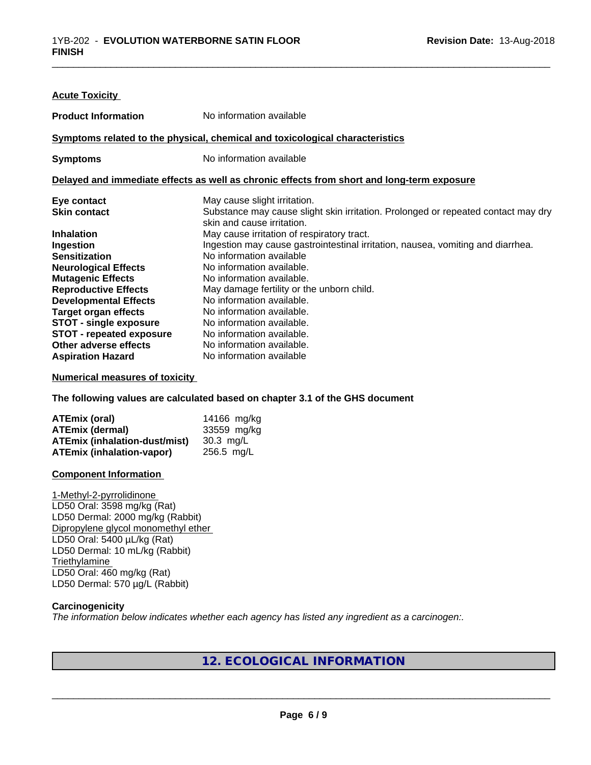**Acute Toxicity**

| | |
|---|---|
| **Product Information** | No information available |

**Symptoms related to the physical, chemical and toxicological characteristics**

| | |
|---|---|
| **Symptoms** | No information available |

**Delayed and immediate effects as well as chronic effects from short and long-term exposure**

| | |
|---|---|
| **Eye contact** | May cause slight irritation. |
| **Skin contact** | Substance may cause slight skin irritation. Prolonged or repeated contact may dry skin and cause irritation. |
| **Inhalation** | May cause irritation of respiratory tract. |
| **Ingestion** | Ingestion may cause gastrointestinal irritation, nausea, vomiting and diarrhea. |
| **Sensitization** | No information available |
| **Neurological Effects** | No information available. |
| **Mutagenic Effects** | No information available. |
| **Reproductive Effects** | May damage fertility or the unborn child. |
| **Developmental Effects** | No information available. |
| **Target organ effects** | No information available. |
| **STOT - single exposure** | No information available. |
| **STOT - repeated exposure** | No information available. |
| **Other adverse effects** | No information available. |
| **Aspiration Hazard** | No information available |

**Numerical measures of toxicity**

**The following values are calculated based on chapter 3.1 of the GHS document**

| | |
|---|---|
| **ATEmix (oral)** | 14166 mg/kg |
| **ATEmix (dermal)** | 33559 mg/kg |
| **ATEmix (inhalation-dust/mist)** | 30.3 mg/L |
| **ATEmix (inhalation-vapor)** | 256.5 mg/L |

**Component Information**

1-Methyl-2-pyrrolidinone
LD50 Oral: 3598 mg/kg (Rat)
LD50 Dermal: 2000 mg/kg (Rabbit)
Dipropylene glycol monomethyl ether
LD50 Oral: 5400 µL/kg (Rat)
LD50 Dermal: 10 mL/kg (Rabbit)
Triethylamine
LD50 Oral: 460 mg/kg (Rat)
LD50 Dermal: 570 µg/L (Rabbit)

**Carcinogenicity**

*The information below indicates whether each agency has listed any ingredient as a carcinogen:.*

## 12. ECOLOGICAL INFORMATION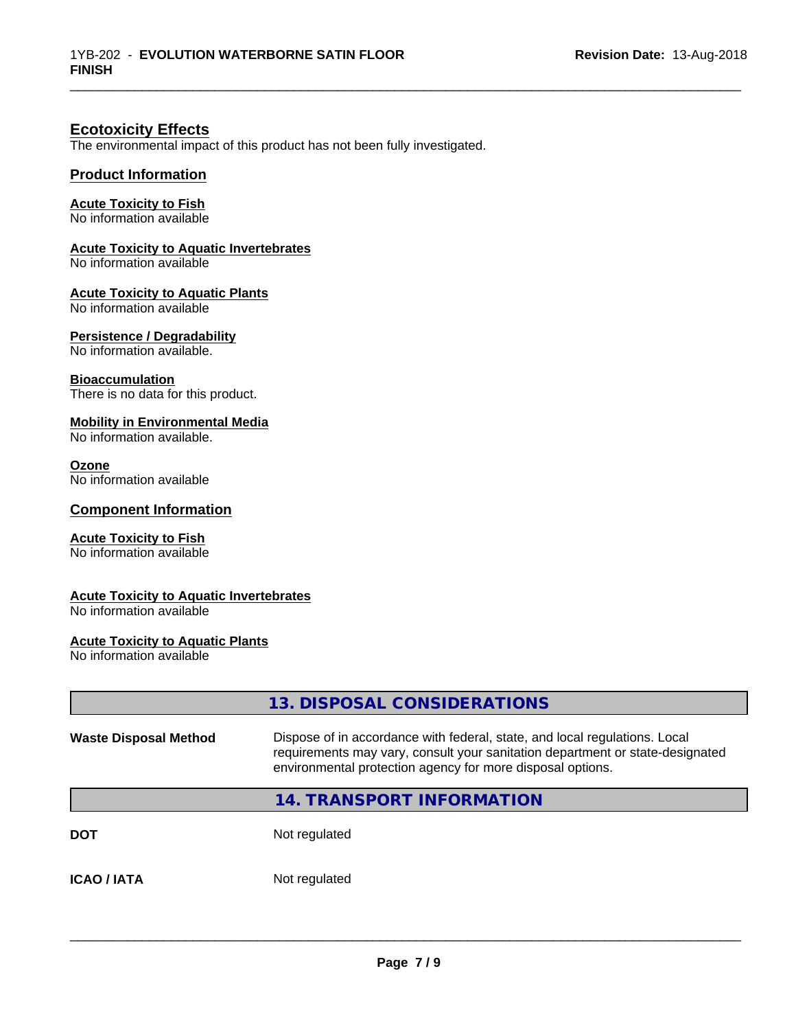## Ecotoxicity Effects

The environmental impact of this product has not been fully investigated.

### Product Information

**Acute Toxicity to Fish**
No information available

**Acute Toxicity to Aquatic Invertebrates**
No information available

**Acute Toxicity to Aquatic Plants**
No information available

**Persistence / Degradability**
No information available.

**Bioaccumulation**
There is no data for this product.

**Mobility in Environmental Media**
No information available.

**Ozone**
No information available

### Component Information

**Acute Toxicity to Fish**
No information available

**Acute Toxicity to Aquatic Invertebrates**
No information available

**Acute Toxicity to Aquatic Plants**
No information available

## 13. DISPOSAL CONSIDERATIONS

**Waste Disposal Method** Dispose of in accordance with federal, state, and local regulations. Local requirements may vary, consult your sanitation department or state-designated environmental protection agency for more disposal options.

## 14. TRANSPORT INFORMATION

**DOT** Not regulated

**ICAO / IATA** Not regulated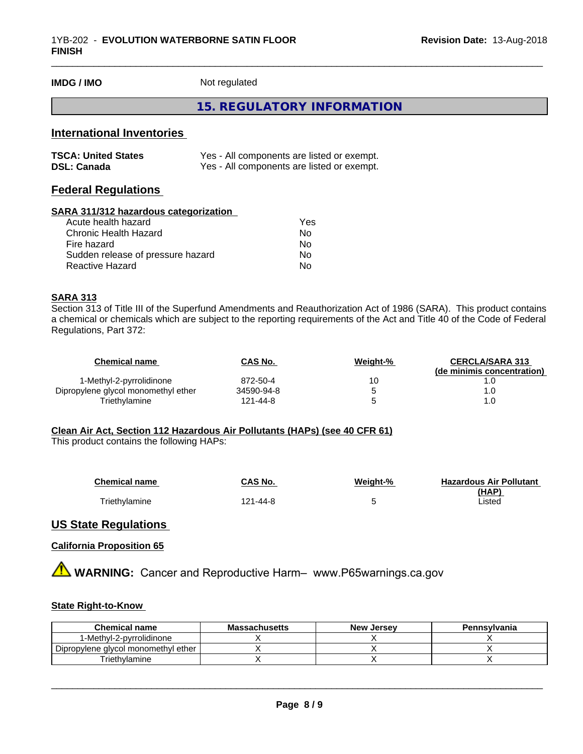| | |
|---|---|
| **IMDG / IMO** | Not regulated |

## 15. REGULATORY INFORMATION

### International Inventories

| | |
|---|---|
| **TSCA: United States** | Yes - All components are listed or exempt. |
| **DSL: Canada** | Yes - All components are listed or exempt. |

### Federal Regulations

**SARA 311/312 hazardous categorization**

| | |
|---|---|
| Acute health hazard | Yes |
| Chronic Health Hazard | No |
| Fire hazard | No |
| Sudden release of pressure hazard | No |
| Reactive Hazard | No |

**SARA 313**

Section 313 of Title III of the Superfund Amendments and Reauthorization Act of 1986 (SARA). This product contains a chemical or chemicals which are subject to the reporting requirements of the Act and Title 40 of the Code of Federal Regulations, Part 372:

| Chemical name | CAS No. | Weight-% | CERCLA/SARA 313 (de minimis concentration) |
|---|---|---|---|
| 1-Methyl-2-pyrrolidinone | 872-50-4 | 10 | 1.0 |
| Dipropylene glycol monomethyl ether | 34590-94-8 | 5 | 1.0 |
| Triethylamine | 121-44-8 | 5 | 1.0 |

**Clean Air Act, Section 112 Hazardous Air Pollutants (HAPs) (see 40 CFR 61)**

This product contains the following HAPs:

| Chemical name | CAS No. | Weight-% | Hazardous Air Pollutant (HAP) |
|---|---|---|---|
| Triethylamine | 121-44-8 | 5 | Listed |

### US State Regulations

**California Proposition 65**

⚠ **WARNING:** Cancer and Reproductive Harm– www.P65warnings.ca.gov

**State Right-to-Know**

| Chemical name | Massachusetts | New Jersey | Pennsylvania |
|---|---|---|---|
| 1-Methyl-2-pyrrolidinone | X | X | X |
| Dipropylene glycol monomethyl ether | X | X | X |
| Triethylamine | X | X | X |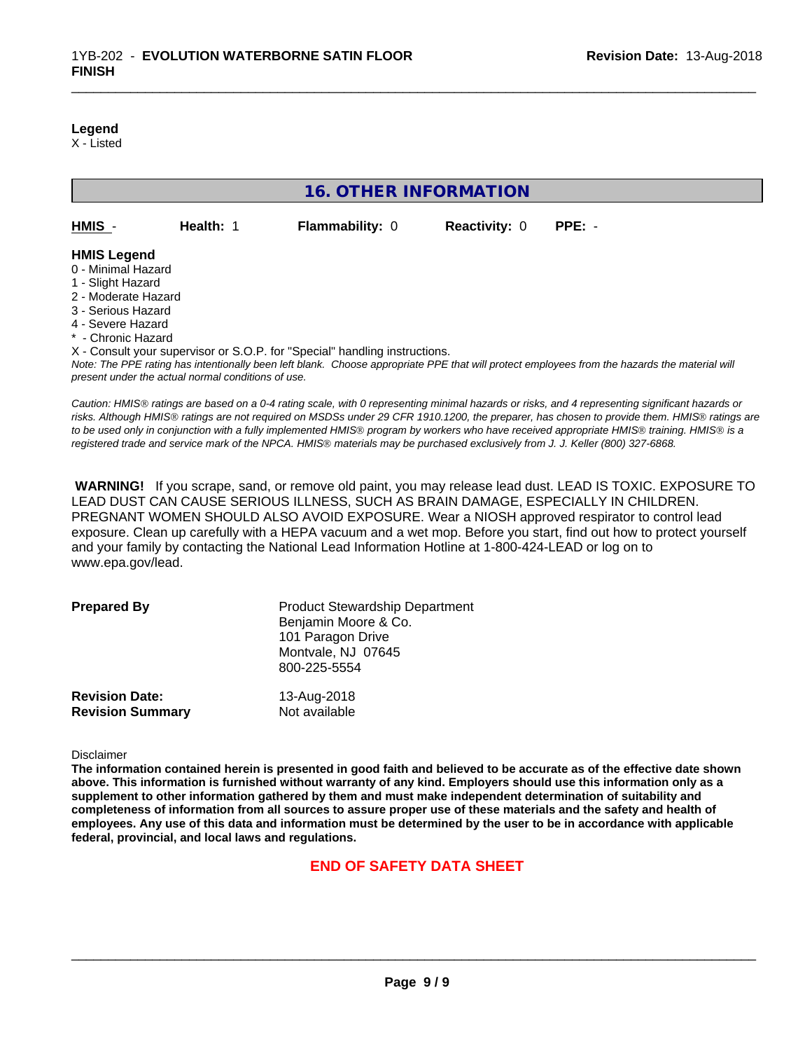**Legend**
X - Listed

## 16. OTHER INFORMATION

| HMIS - | Health: 1 | Flammability: 0 | Reactivity: 0 | PPE: - |
|---|---|---|---|---|

**HMIS Legend**
0 - Minimal Hazard
1 - Slight Hazard
2 - Moderate Hazard
3 - Serious Hazard
4 - Severe Hazard
* - Chronic Hazard
X - Consult your supervisor or S.O.P. for "Special" handling instructions.
*Note: The PPE rating has intentionally been left blank. Choose appropriate PPE that will protect employees from the hazards the material will present under the actual normal conditions of use.*

*Caution: HMIS® ratings are based on a 0-4 rating scale, with 0 representing minimal hazards or risks, and 4 representing significant hazards or risks. Although HMIS® ratings are not required on MSDSs under 29 CFR 1910.1200, the preparer, has chosen to provide them. HMIS® ratings are to be used only in conjunction with a fully implemented HMIS® program by workers who have received appropriate HMIS® training. HMIS® is a registered trade and service mark of the NPCA. HMIS® materials may be purchased exclusively from J. J. Keller (800) 327-6868.*

**WARNING!** If you scrape, sand, or remove old paint, you may release lead dust. LEAD IS TOXIC. EXPOSURE TO LEAD DUST CAN CAUSE SERIOUS ILLNESS, SUCH AS BRAIN DAMAGE, ESPECIALLY IN CHILDREN. PREGNANT WOMEN SHOULD ALSO AVOID EXPOSURE. Wear a NIOSH approved respirator to control lead exposure. Clean up carefully with a HEPA vacuum and a wet mop. Before you start, find out how to protect yourself and your family by contacting the National Lead Information Hotline at 1-800-424-LEAD or log on to www.epa.gov/lead.

| | |
|---|---|
| **Prepared By** | Product Stewardship Department<br>Benjamin Moore & Co.<br>101 Paragon Drive<br>Montvale, NJ 07645<br>800-225-5554 |
| **Revision Date:** | 13-Aug-2018 |
| **Revision Summary** | Not available |

Disclaimer
**The information contained herein is presented in good faith and believed to be accurate as of the effective date shown above. This information is furnished without warranty of any kind. Employers should use this information only as a supplement to other information gathered by them and must make independent determination of suitability and completeness of information from all sources to assure proper use of these materials and the safety and health of employees. Any use of this data and information must be determined by the user to be in accordance with applicable federal, provincial, and local laws and regulations.**

**END OF SAFETY DATA SHEET**